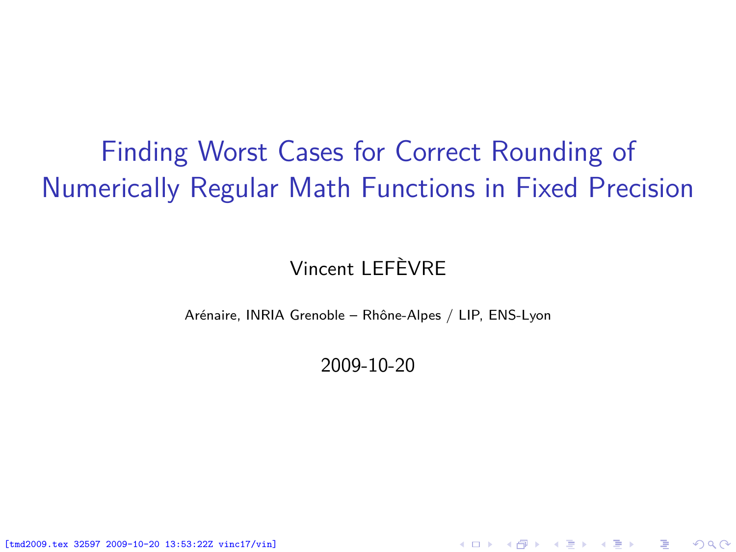# Finding Worst Cases for Correct Rounding of Numerically Regular Math Functions in Fixed Precision

Vincent LEFÈVRE

Arénaire, INRIA Grenoble – Rhône-Alpes / LIP, ENS-Lyon

2009-10-20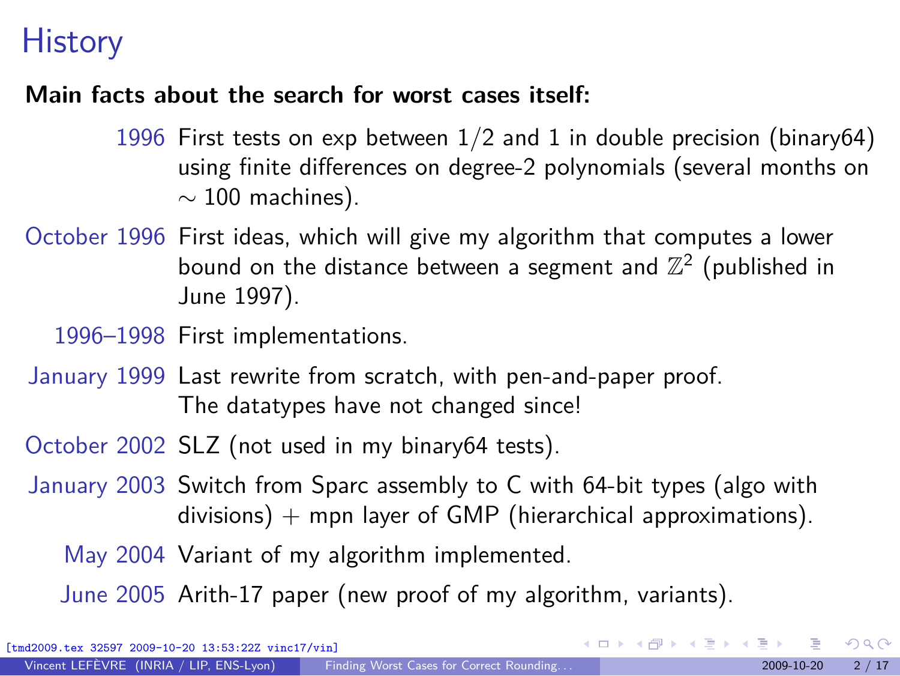# History

**Main facts about the search for worst cases itself:**

- **1996** First tests on exp between 1/2 and 1 in double precision (binary64) using finite differences on degree-2 polynomials (several months on $\sim 100$ machines).
- **October 1996** First ideas, which will give my algorithm that computes a lower bound on the distance between a segment and $\mathbb{Z}^2$ (published in June 1997).
- **1996–1998** First implementations.
- **January 1999** Last rewrite from scratch, with pen-and-paper proof. The datatypes have not changed since!
- **October 2002** SLZ (not used in my binary64 tests).
- **January 2003** Switch from Sparc assembly to C with 64-bit types (algo with divisions) + mpn layer of GMP (hierarchical approximations).
- **May 2004** Variant of my algorithm implemented.
- **June 2005** Arith-17 paper (new proof of my algorithm, variants).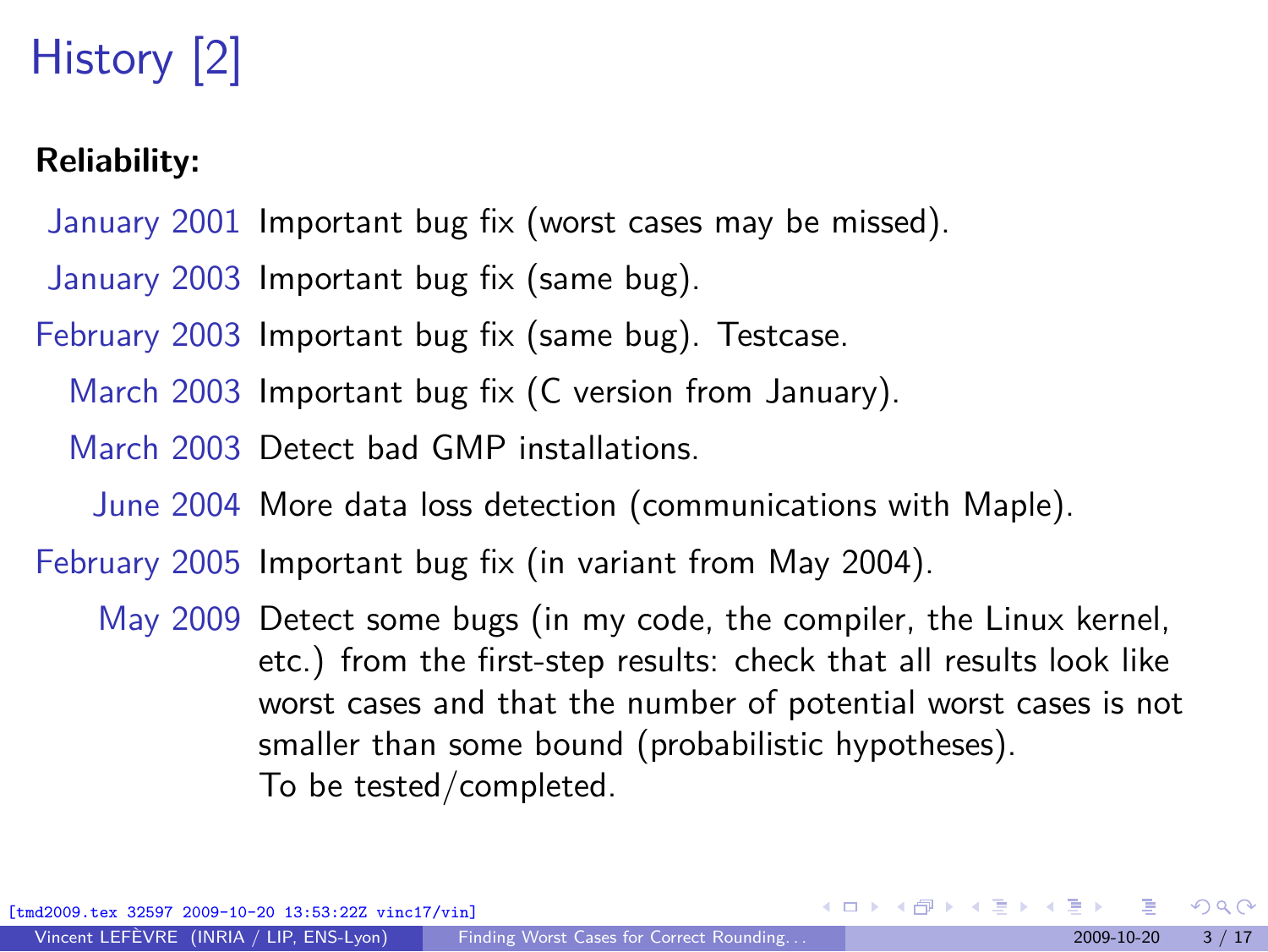# History [2]

**Reliability:**

- **January 2001** Important bug fix (worst cases may be missed).
- **January 2003** Important bug fix (same bug).
- **February 2003** Important bug fix (same bug). Testcase.
- **March 2003** Important bug fix (C version from January).
- **March 2003** Detect bad GMP installations.
- **June 2004** More data loss detection (communications with Maple).
- **February 2005** Important bug fix (in variant from May 2004).
- **May 2009** Detect some bugs (in my code, the compiler, the Linux kernel, etc.) from the first-step results: check that all results look like worst cases and that the number of potential worst cases is not smaller than some bound (probabilistic hypotheses).
  To be tested/completed.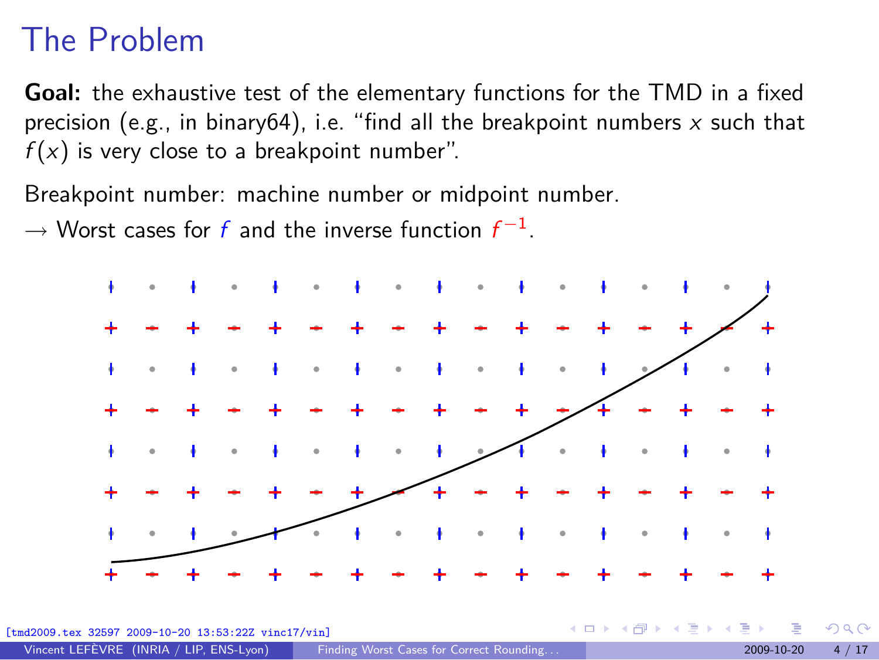# The Problem

**Goal:** the exhaustive test of the elementary functions for the TMD in a fixed precision (e.g., in binary64), i.e. "find all the breakpoint numbers $x$ such that $f(x)$ is very close to a breakpoint number".

Breakpoint number: machine number or midpoint number.

→ Worst cases for $f$ and the inverse function $f^{-1}$.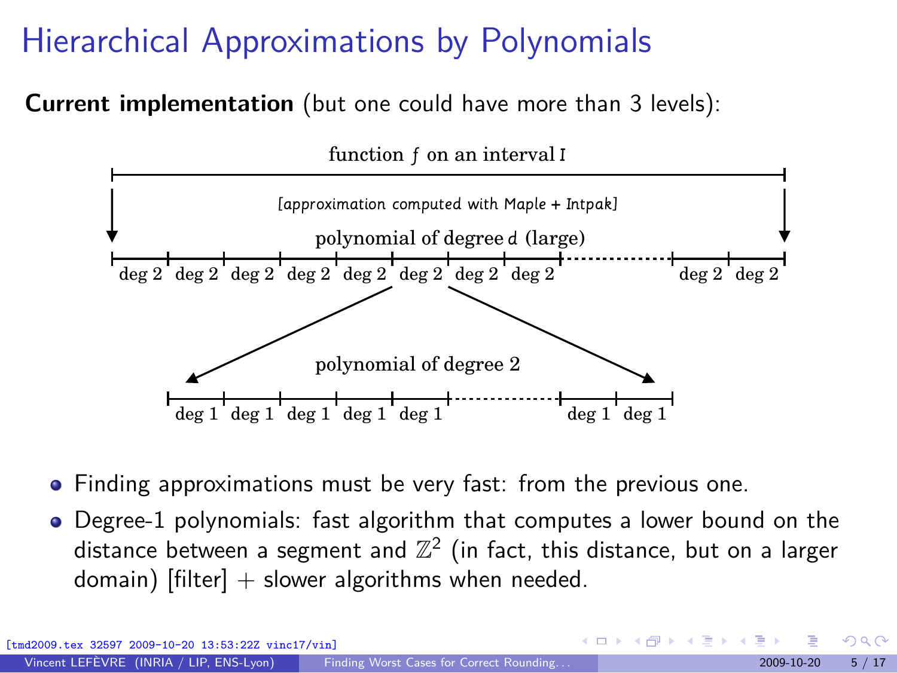# Hierarchical Approximations by Polynomials

**Current implementation** (but one could have more than 3 levels):

function $f$ on an interval $I$

[approximation computed with Maple + Intpak]

polynomial of degree $d$ (large)

deg 2 deg 2 deg 2 deg 2 deg 2 deg 2 deg 2 deg 2 ... deg 2 deg 2

polynomial of degree 2

deg 1 deg 1 deg 1 deg 1 deg 1 ... deg 1 deg 1

- Finding approximations must be very fast: from the previous one.
- Degree-1 polynomials: fast algorithm that computes a lower bound on the distance between a segment and $\mathbb{Z}^2$ (in fact, this distance, but on a larger domain) [filter] + slower algorithms when needed.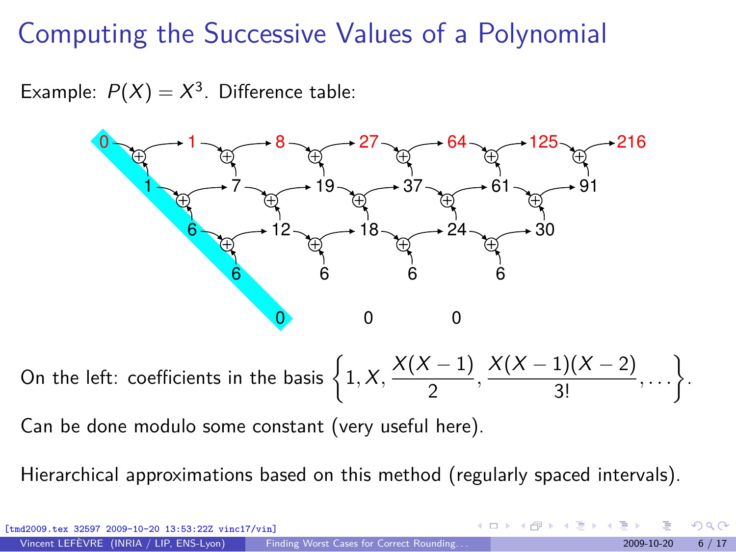# Computing the Successive Values of a Polynomial

Example: $P(X) = X^3$. Difference table:

| | | | | | | |
|---|---|---|---|---|---|---|
| 0 | 1 | 8 | 27 | 64 | 125 | 216 |
| 1 | 7 | 19 | 37 | 61 | 91 | |
| 6 | 12 | 18 | 24 | 30 | | |
| 6 | 6 | 6 | 6 | | | |
| 0 | 0 | 0 | | | | |

On the left: coefficients in the basis $\left\{1, X, \frac{X(X-1)}{2}, \frac{X(X-1)(X-2)}{3!}, \ldots\right\}$.

Can be done modulo some constant (very useful here).

Hierarchical approximations based on this method (regularly spaced intervals).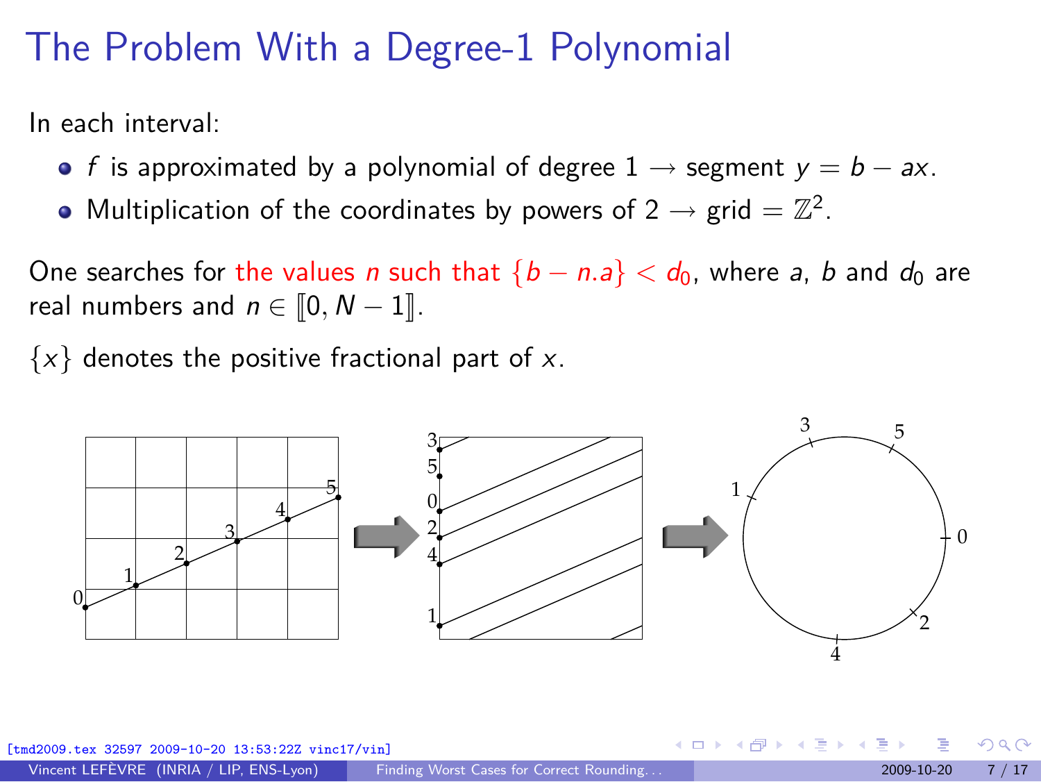# The Problem With a Degree-1 Polynomial

In each interval:

- $f$ is approximated by a polynomial of degree 1 → segment $y = b - ax$.
- Multiplication of the coordinates by powers of 2 → grid $= \mathbb{Z}^2$.

One searches for the values $n$ such that $\{b - n.a\} < d_0$, where $a$, $b$ and $d_0$ are real numbers and $n \in [\![0, N-1]\!]$.

$\{x\}$ denotes the positive fractional part of $x$.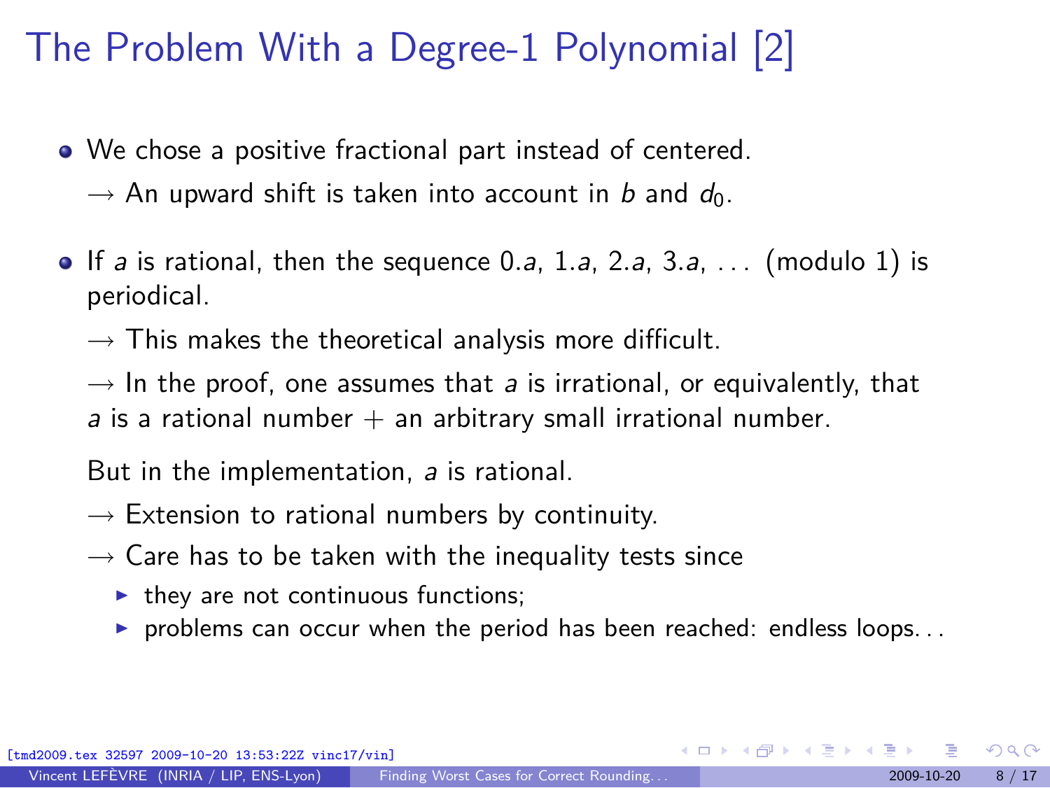# The Problem With a Degree-1 Polynomial [2]

- We chose a positive fractional part instead of centered.

  → An upward shift is taken into account in $b$ and $d_0$.

- If $a$ is rational, then the sequence $0.a$, $1.a$, $2.a$, $3.a$, ... (modulo 1) is periodical.

  → This makes the theoretical analysis more difficult.

  → In the proof, one assumes that $a$ is irrational, or equivalently, that $a$ is a rational number + an arbitrary small irrational number.

  But in the implementation, $a$ is rational.

  → Extension to rational numbers by continuity.

  → Care has to be taken with the inequality tests since
    - they are not continuous functions;
    - problems can occur when the period has been reached: endless loops...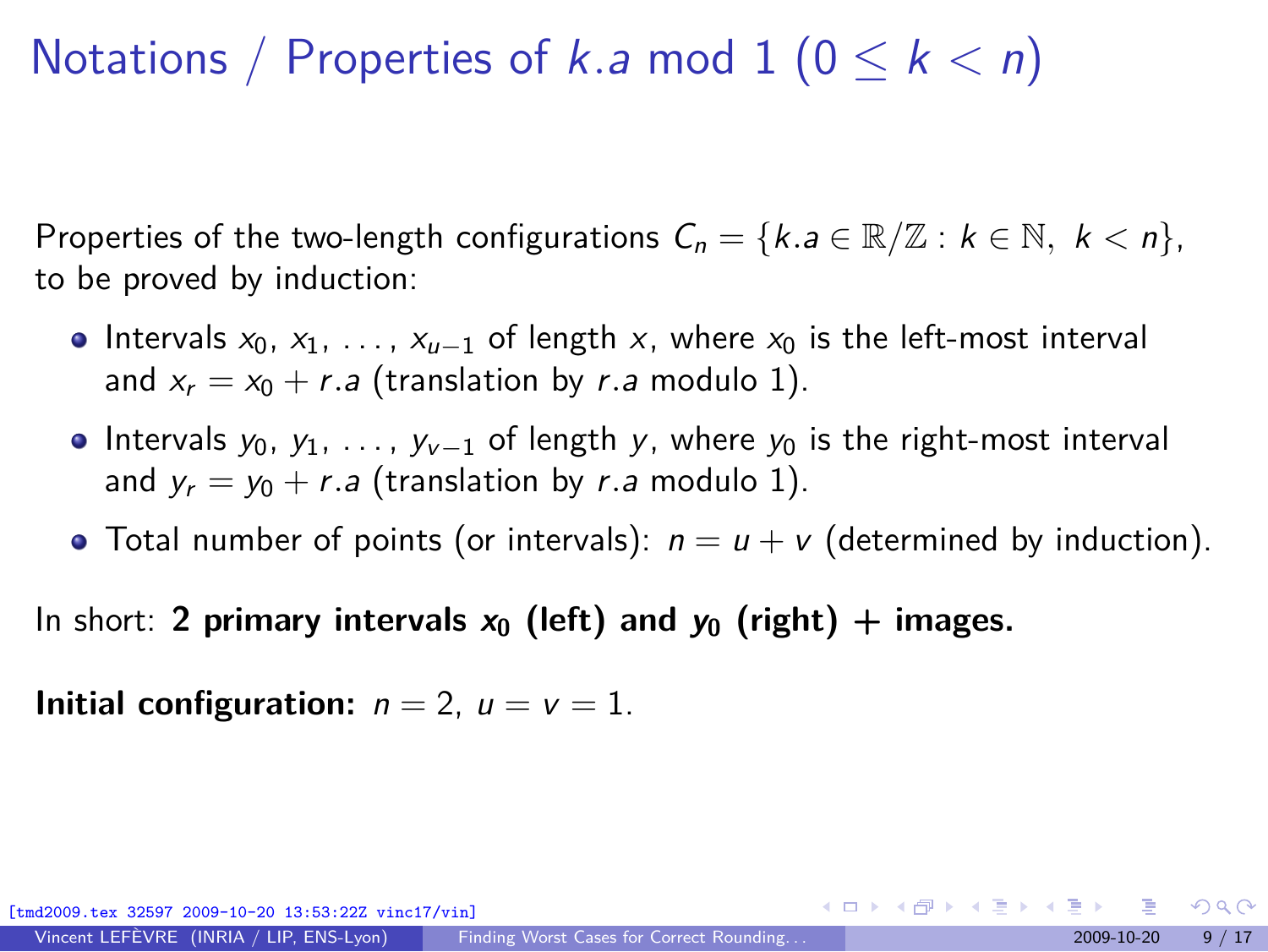# Notations / Properties of $k.a$ mod 1 ($0 \leq k < n$)

Properties of the two-length configurations $C_n = \{k.a \in \mathbb{R}/\mathbb{Z} : k \in \mathbb{N},\ k < n\}$, to be proved by induction:

- Intervals $x_0$, $x_1$, ..., $x_{u-1}$ of length $x$, where $x_0$ is the left-most interval and $x_r = x_0 + r.a$ (translation by $r.a$ modulo 1).
- Intervals $y_0$, $y_1$, ..., $y_{v-1}$ of length $y$, where $y_0$ is the right-most interval and $y_r = y_0 + r.a$ (translation by $r.a$ modulo 1).
- Total number of points (or intervals): $n = u + v$ (determined by induction).

In short: **2 primary intervals $x_0$ (left) and $y_0$ (right) + images.**

**Initial configuration:** $n = 2$, $u = v = 1$.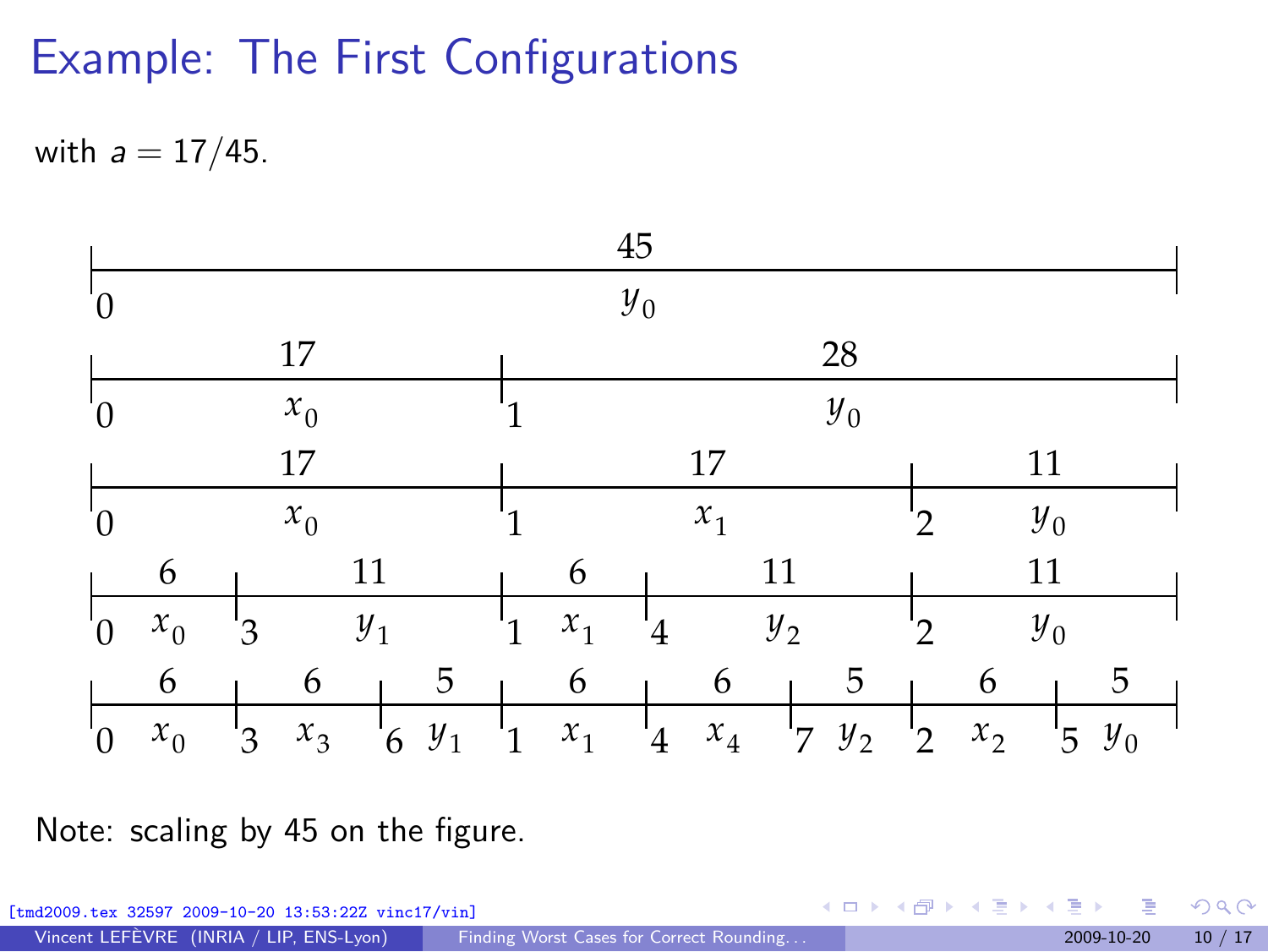# Example: The First Configurations

with $a = 17/45$.

Note: scaling by 45 on the figure.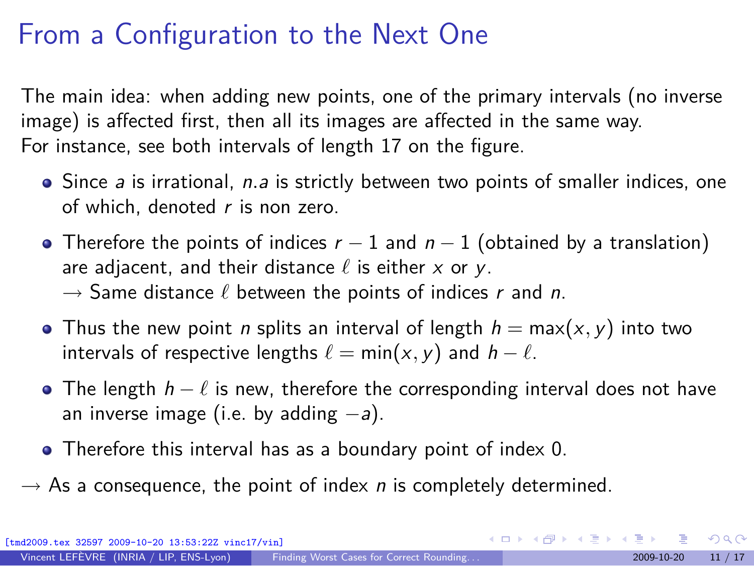# From a Configuration to the Next One

The main idea: when adding new points, one of the primary intervals (no inverse image) is affected first, then all its images are affected in the same way.
For instance, see both intervals of length 17 on the figure.

- Since $a$ is irrational, $n.a$ is strictly between two points of smaller indices, one of which, denoted $r$ is non zero.
- Therefore the points of indices $r - 1$ and $n - 1$ (obtained by a translation) are adjacent, and their distance $\ell$ is either $x$ or $y$.
  $\rightarrow$ Same distance $\ell$ between the points of indices $r$ and $n$.
- Thus the new point $n$ splits an interval of length $h = \max(x, y)$ into two intervals of respective lengths $\ell = \min(x, y)$ and $h - \ell$.
- The length $h - \ell$ is new, therefore the corresponding interval does not have an inverse image (i.e. by adding $-a$).
- Therefore this interval has as a boundary point of index 0.

$\rightarrow$ As a consequence, the point of index $n$ is completely determined.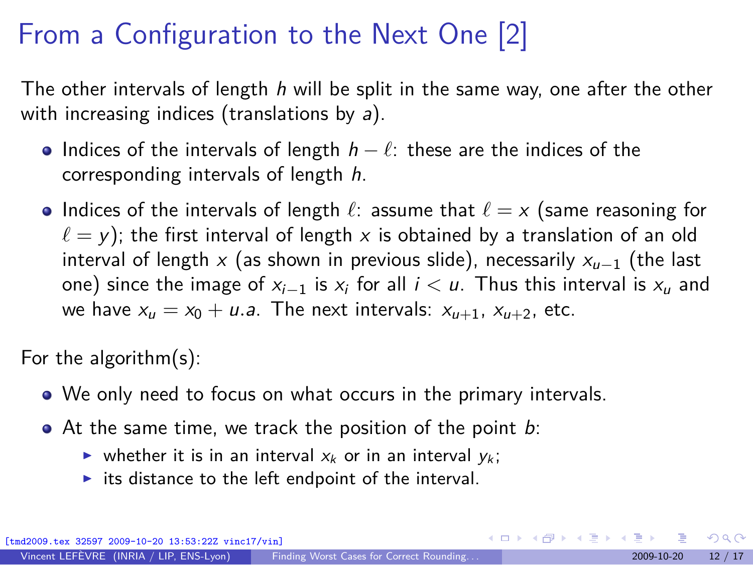# From a Configuration to the Next One [2]

The other intervals of length $h$ will be split in the same way, one after the other with increasing indices (translations by $a$).

- Indices of the intervals of length $h - \ell$: these are the indices of the corresponding intervals of length $h$.
- Indices of the intervals of length $\ell$: assume that $\ell = x$ (same reasoning for $\ell = y$); the first interval of length $x$ is obtained by a translation of an old interval of length $x$ (as shown in previous slide), necessarily $x_{u-1}$ (the last one) since the image of $x_{i-1}$ is $x_i$ for all $i < u$. Thus this interval is $x_u$ and we have $x_u = x_0 + u.a$. The next intervals: $x_{u+1}$, $x_{u+2}$, etc.

For the algorithm(s):

- We only need to focus on what occurs in the primary intervals.
- At the same time, we track the position of the point $b$:
  - whether it is in an interval $x_k$ or in an interval $y_k$;
  - its distance to the left endpoint of the interval.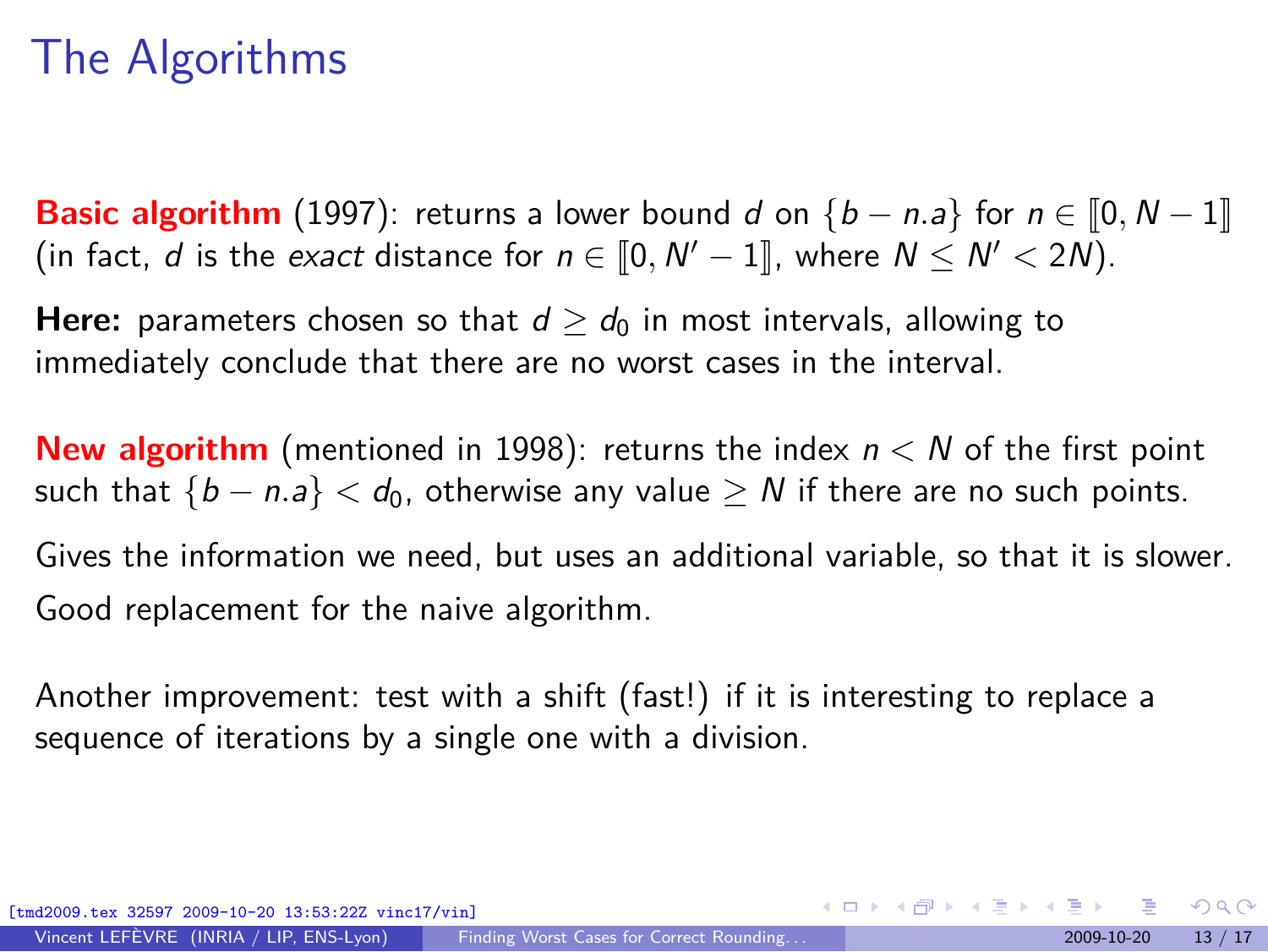# The Algorithms

**Basic algorithm** (1997): returns a lower bound $d$ on $\{b - n.a\}$ for $n \in [\![0, N-1]\!]$ (in fact, $d$ is the *exact* distance for $n \in [\![0, N'-1]\!]$, where $N \leq N' < 2N$).

**Here:** parameters chosen so that $d \geq d_0$ in most intervals, allowing to immediately conclude that there are no worst cases in the interval.

**New algorithm** (mentioned in 1998): returns the index $n < N$ of the first point such that $\{b - n.a\} < d_0$, otherwise any value $\geq N$ if there are no such points.

Gives the information we need, but uses an additional variable, so that it is slower.

Good replacement for the naive algorithm.

Another improvement: test with a shift (fast!) if it is interesting to replace a sequence of iterations by a single one with a division.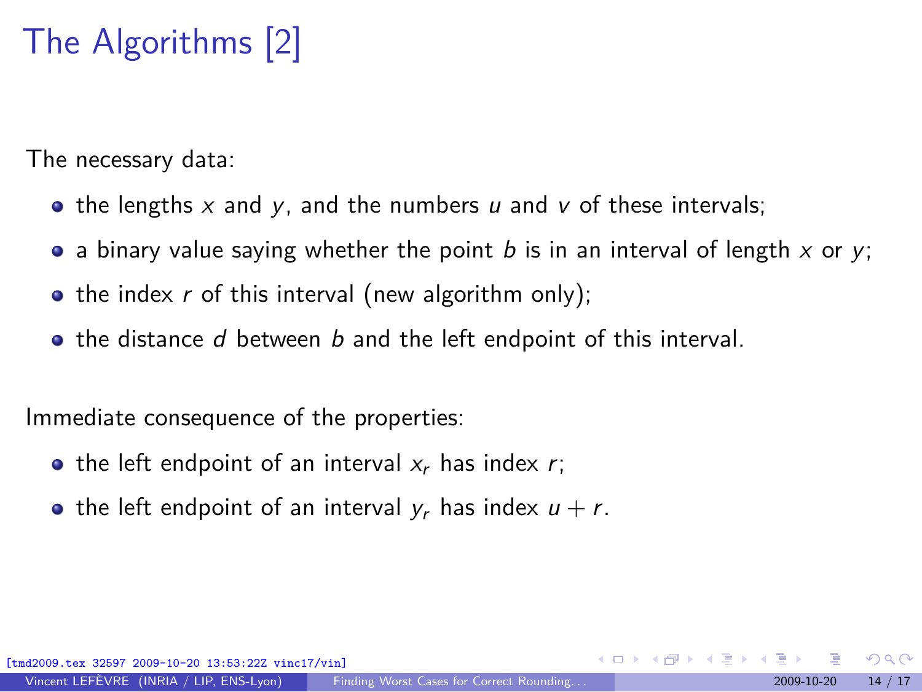# The Algorithms [2]

The necessary data:

- the lengths $x$ and $y$, and the numbers $u$ and $v$ of these intervals;
- a binary value saying whether the point $b$ is in an interval of length $x$ or $y$;
- the index $r$ of this interval (new algorithm only);
- the distance $d$ between $b$ and the left endpoint of this interval.

Immediate consequence of the properties:

- the left endpoint of an interval $x_r$ has index $r$;
- the left endpoint of an interval $y_r$ has index $u + r$.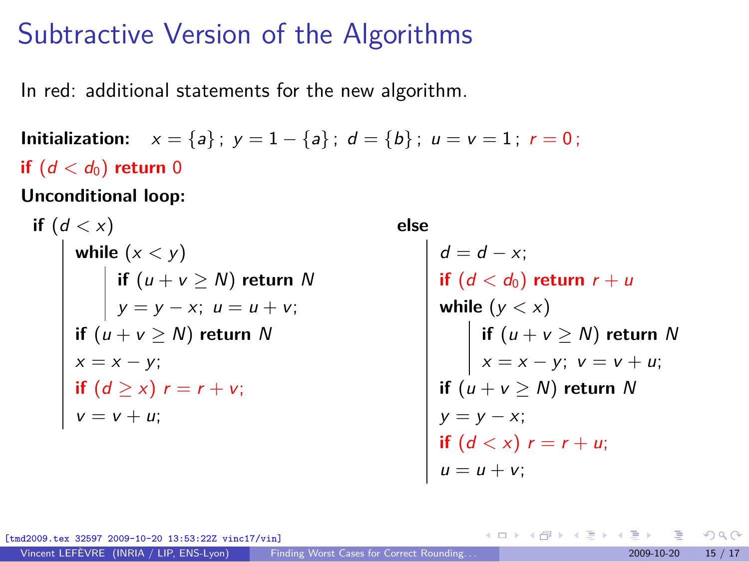# Subtractive Version of the Algorithms

In red: additional statements for the new algorithm.

**Initialization:** $x = \{a\}$ ; $y = 1 - \{a\}$ ; $d = \{b\}$ ; $u = v = 1$ ; $r = 0$ ;

**if** $(d < d_0)$ **return** 0

**Unconditional loop:**

```
if (d < x)
    while (x < y)
        if (u + v ≥ N) return N
        y = y − x; u = u + v;
    if (u + v ≥ N) return N
    x = x − y;
    if (d ≥ x) r = r + v;
    v = v + u;
else
    d = d − x;
    if (d < d0) return r + u
    while (y < x)
        if (u + v ≥ N) return N
        x = x − y; v = v + u;
    if (u + v ≥ N) return N
    y = y − x;
    if (d < x) r = r + u;
    u = u + v;
```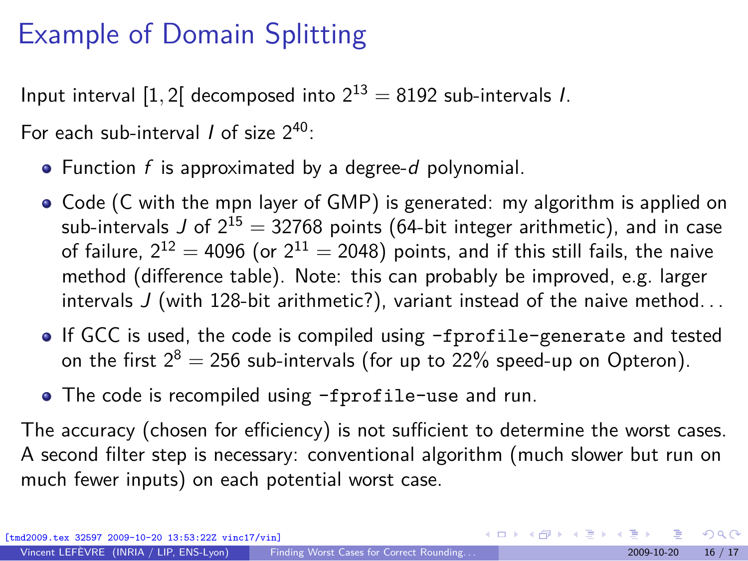# Example of Domain Splitting

Input interval $[1, 2[$ decomposed into $2^{13} = 8192$ sub-intervals $I$.

For each sub-interval $I$ of size $2^{40}$:

- Function $f$ is approximated by a degree-$d$ polynomial.
- Code (C with the mpn layer of GMP) is generated: my algorithm is applied on sub-intervals $J$ of $2^{15} = 32768$ points (64-bit integer arithmetic), and in case of failure, $2^{12} = 4096$ (or $2^{11} = 2048$) points, and if this still fails, the naive method (difference table). Note: this can probably be improved, e.g. larger intervals $J$ (with 128-bit arithmetic?), variant instead of the naive method...
- If GCC is used, the code is compiled using `-fprofile-generate` and tested on the first $2^8 = 256$ sub-intervals (for up to 22% speed-up on Opteron).
- The code is recompiled using `-fprofile-use` and run.

The accuracy (chosen for efficiency) is not sufficient to determine the worst cases. A second filter step is necessary: conventional algorithm (much slower but run on much fewer inputs) on each potential worst case.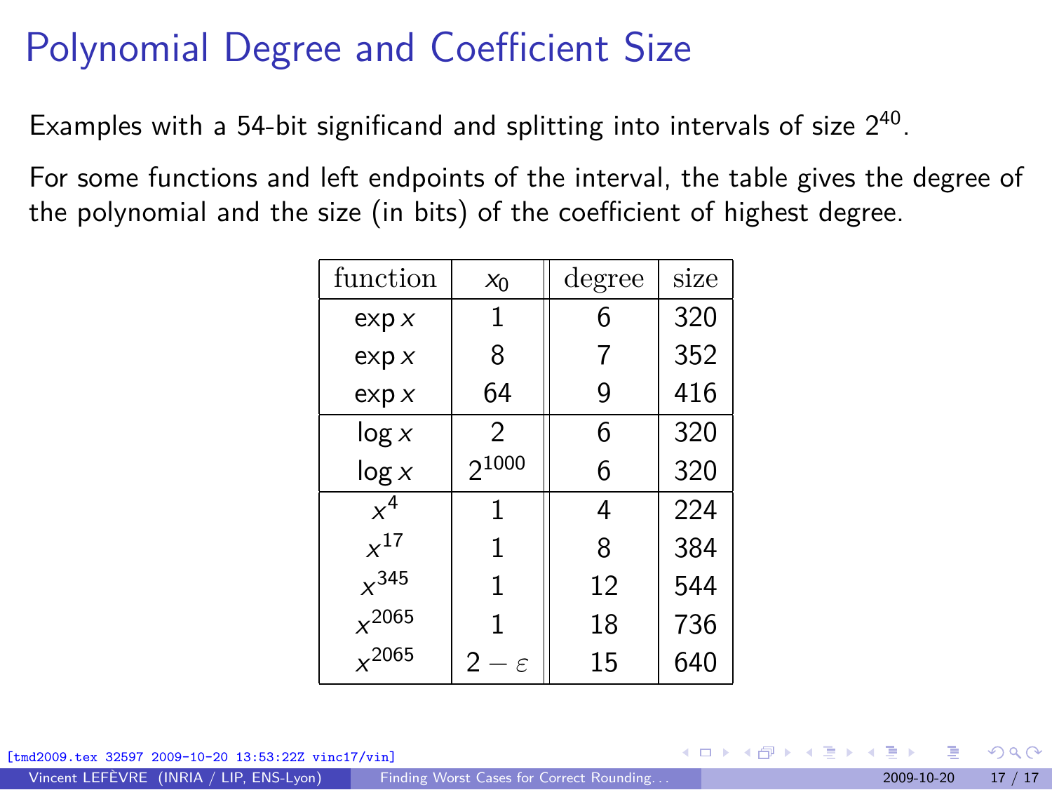# Polynomial Degree and Coefficient Size

Examples with a 54-bit significand and splitting into intervals of size $2^{40}$.

For some functions and left endpoints of the interval, the table gives the degree of the polynomial and the size (in bits) of the coefficient of highest degree.

| function | $x_0$ | degree | size |
|---|---|---|---|
| $\exp x$ | 1 | 6 | 320 |
| $\exp x$ | 8 | 7 | 352 |
| $\exp x$ | 64 | 9 | 416 |
| $\log x$ | 2 | 6 | 320 |
| $\log x$ | $2^{1000}$ | 6 | 320 |
| $x^4$ | 1 | 4 | 224 |
| $x^{17}$ | 1 | 8 | 384 |
| $x^{345}$ | 1 | 12 | 544 |
| $x^{2065}$ | 1 | 18 | 736 |
| $x^{2065}$ | $2 - \varepsilon$ | 15 | 640 |